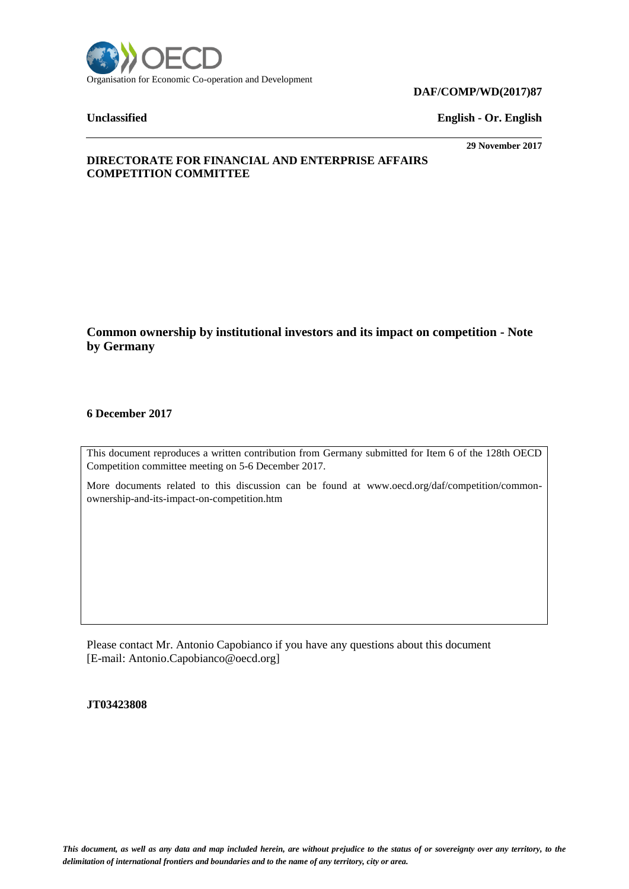Organisation for Economic Co-operation and Development

**DAF/COMP/WD(2017)87**

**Unclassified** **English - Or. English**

**29 November 2017**

**DIRECTORATE FOR FINANCIAL AND ENTERPRISE AFFAIRS**
**COMPETITION COMMITTEE**

# Common ownership by institutional investors and its impact on competition - Note by Germany

**6 December 2017**

This document reproduces a written contribution from Germany submitted for Item 6 of the 128th OECD Competition committee meeting on 5-6 December 2017.

More documents related to this discussion can be found at www.oecd.org/daf/competition/common-ownership-and-its-impact-on-competition.htm

Please contact Mr. Antonio Capobianco if you have any questions about this document [E-mail: Antonio.Capobianco@oecd.org]

**JT03423808**

*This document, as well as any data and map included herein, are without prejudice to the status of or sovereignty over any territory, to the delimitation of international frontiers and boundaries and to the name of any territory, city or area.*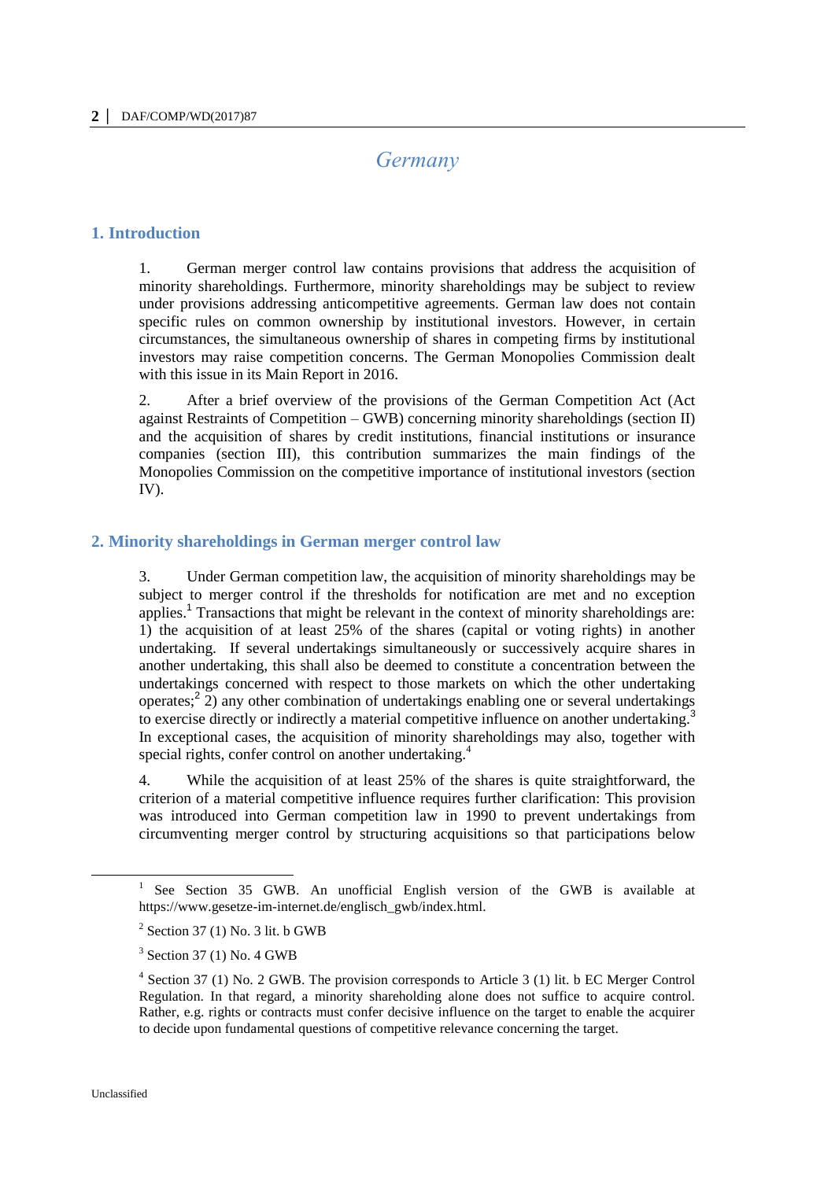# Germany

## 1. Introduction

1. German merger control law contains provisions that address the acquisition of minority shareholdings. Furthermore, minority shareholdings may be subject to review under provisions addressing anticompetitive agreements. German law does not contain specific rules on common ownership by institutional investors. However, in certain circumstances, the simultaneous ownership of shares in competing firms by institutional investors may raise competition concerns. The German Monopolies Commission dealt with this issue in its Main Report in 2016.

2. After a brief overview of the provisions of the German Competition Act (Act against Restraints of Competition – GWB) concerning minority shareholdings (section II) and the acquisition of shares by credit institutions, financial institutions or insurance companies (section III), this contribution summarizes the main findings of the Monopolies Commission on the competitive importance of institutional investors (section IV).

## 2. Minority shareholdings in German merger control law

3. Under German competition law, the acquisition of minority shareholdings may be subject to merger control if the thresholds for notification are met and no exception applies.[1] Transactions that might be relevant in the context of minority shareholdings are: 1) the acquisition of at least 25% of the shares (capital or voting rights) in another undertaking. If several undertakings simultaneously or successively acquire shares in another undertaking, this shall also be deemed to constitute a concentration between the undertakings concerned with respect to those markets on which the other undertaking operates;[2] 2) any other combination of undertakings enabling one or several undertakings to exercise directly or indirectly a material competitive influence on another undertaking.[3] In exceptional cases, the acquisition of minority shareholdings may also, together with special rights, confer control on another undertaking.[4]

4. While the acquisition of at least 25% of the shares is quite straightforward, the criterion of a material competitive influence requires further clarification: This provision was introduced into German competition law in 1990 to prevent undertakings from circumventing merger control by structuring acquisitions so that participations below

---

[1] See Section 35 GWB. An unofficial English version of the GWB is available at https://www.gesetze-im-internet.de/englisch_gwb/index.html.

[2] Section 37 (1) No. 3 lit. b GWB

[3] Section 37 (1) No. 4 GWB

[4] Section 37 (1) No. 2 GWB. The provision corresponds to Article 3 (1) lit. b EC Merger Control Regulation. In that regard, a minority shareholding alone does not suffice to acquire control. Rather, e.g. rights or contracts must confer decisive influence on the target to enable the acquirer to decide upon fundamental questions of competitive relevance concerning the target.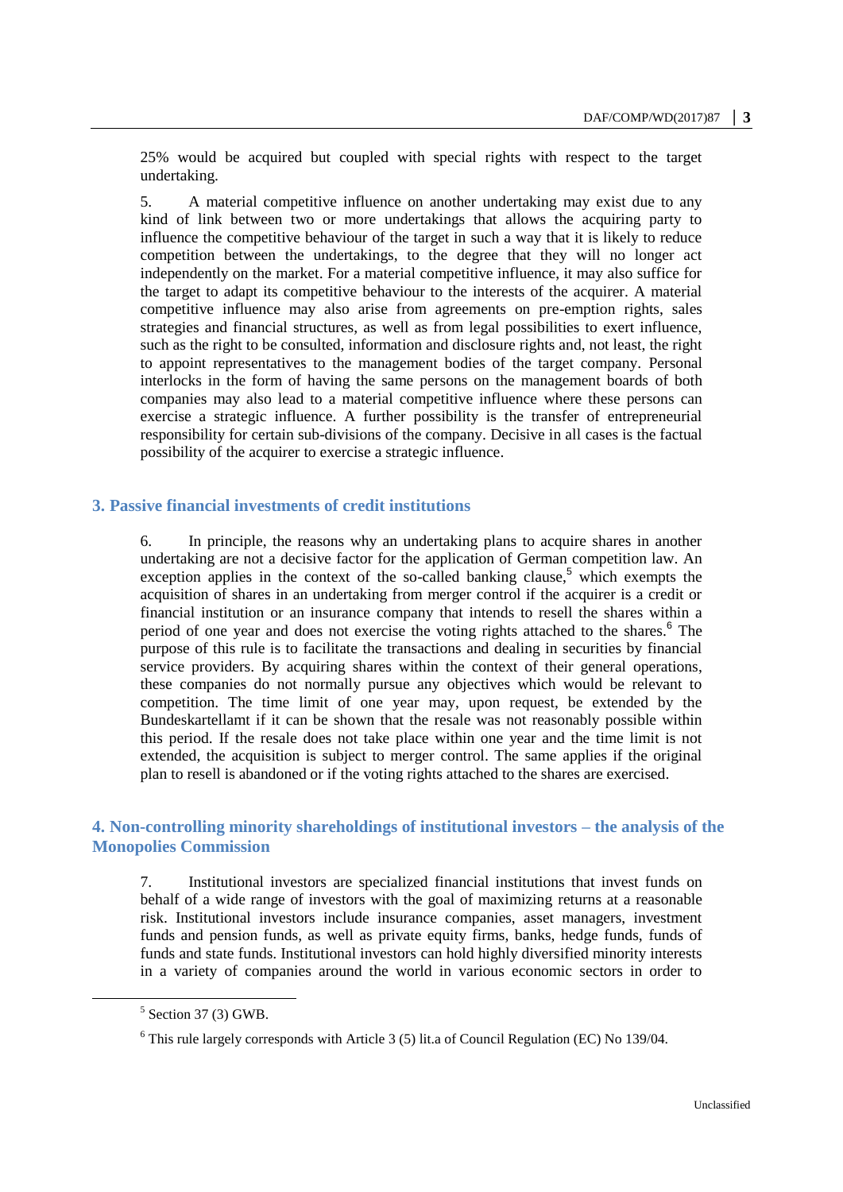25% would be acquired but coupled with special rights with respect to the target undertaking.

5. A material competitive influence on another undertaking may exist due to any kind of link between two or more undertakings that allows the acquiring party to influence the competitive behaviour of the target in such a way that it is likely to reduce competition between the undertakings, to the degree that they will no longer act independently on the market. For a material competitive influence, it may also suffice for the target to adapt its competitive behaviour to the interests of the acquirer. A material competitive influence may also arise from agreements on pre-emption rights, sales strategies and financial structures, as well as from legal possibilities to exert influence, such as the right to be consulted, information and disclosure rights and, not least, the right to appoint representatives to the management bodies of the target company. Personal interlocks in the form of having the same persons on the management boards of both companies may also lead to a material competitive influence where these persons can exercise a strategic influence. A further possibility is the transfer of entrepreneurial responsibility for certain sub-divisions of the company. Decisive in all cases is the factual possibility of the acquirer to exercise a strategic influence.

## 3. Passive financial investments of credit institutions

6. In principle, the reasons why an undertaking plans to acquire shares in another undertaking are not a decisive factor for the application of German competition law. An exception applies in the context of the so-called banking clause,[5] which exempts the acquisition of shares in an undertaking from merger control if the acquirer is a credit or financial institution or an insurance company that intends to resell the shares within a period of one year and does not exercise the voting rights attached to the shares.[6] The purpose of this rule is to facilitate the transactions and dealing in securities by financial service providers. By acquiring shares within the context of their general operations, these companies do not normally pursue any objectives which would be relevant to competition. The time limit of one year may, upon request, be extended by the Bundeskartellamt if it can be shown that the resale was not reasonably possible within this period. If the resale does not take place within one year and the time limit is not extended, the acquisition is subject to merger control. The same applies if the original plan to resell is abandoned or if the voting rights attached to the shares are exercised.

## 4. Non-controlling minority shareholdings of institutional investors – the analysis of the Monopolies Commission

7. Institutional investors are specialized financial institutions that invest funds on behalf of a wide range of investors with the goal of maximizing returns at a reasonable risk. Institutional investors include insurance companies, asset managers, investment funds and pension funds, as well as private equity firms, banks, hedge funds, funds of funds and state funds. Institutional investors can hold highly diversified minority interests in a variety of companies around the world in various economic sectors in order to

[5] Section 37 (3) GWB.

[6] This rule largely corresponds with Article 3 (5) lit.a of Council Regulation (EC) No 139/04.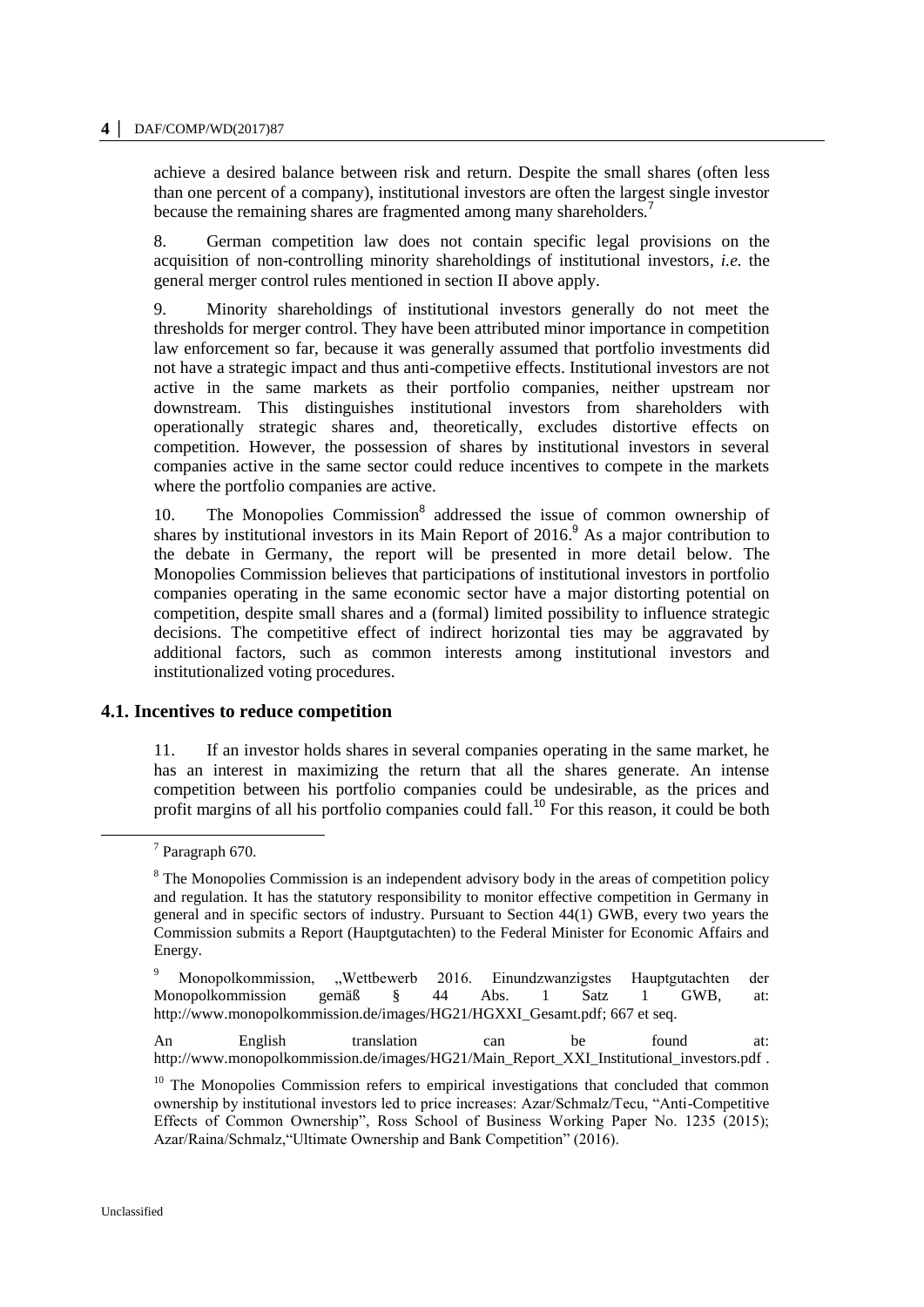achieve a desired balance between risk and return. Despite the small shares (often less than one percent of a company), institutional investors are often the largest single investor because the remaining shares are fragmented among many shareholders.[7]

8. German competition law does not contain specific legal provisions on the acquisition of non-controlling minority shareholdings of institutional investors, *i.e.* the general merger control rules mentioned in section II above apply.

9. Minority shareholdings of institutional investors generally do not meet the thresholds for merger control. They have been attributed minor importance in competition law enforcement so far, because it was generally assumed that portfolio investments did not have a strategic impact and thus anti-competiive effects. Institutional investors are not active in the same markets as their portfolio companies, neither upstream nor downstream. This distinguishes institutional investors from shareholders with operationally strategic shares and, theoretically, excludes distortive effects on competition. However, the possession of shares by institutional investors in several companies active in the same sector could reduce incentives to compete in the markets where the portfolio companies are active.

10. The Monopolies Commission[8] addressed the issue of common ownership of shares by institutional investors in its Main Report of 2016.[9] As a major contribution to the debate in Germany, the report will be presented in more detail below. The Monopolies Commission believes that participations of institutional investors in portfolio companies operating in the same economic sector have a major distorting potential on competition, despite small shares and a (formal) limited possibility to influence strategic decisions. The competitive effect of indirect horizontal ties may be aggravated by additional factors, such as common interests among institutional investors and institutionalized voting procedures.

## 4.1. Incentives to reduce competition

11. If an investor holds shares in several companies operating in the same market, he has an interest in maximizing the return that all the shares generate. An intense competition between his portfolio companies could be undesirable, as the prices and profit margins of all his portfolio companies could fall.[10] For this reason, it could be both

---

[7] Paragraph 670.

[8] The Monopolies Commission is an independent advisory body in the areas of competition policy and regulation. It has the statutory responsibility to monitor effective competition in Germany in general and in specific sectors of industry. Pursuant to Section 44(1) GWB, every two years the Commission submits a Report (Hauptgutachten) to the Federal Minister for Economic Affairs and Energy.

[9] Monopolkommission, „Wettbewerb 2016. Einundzwanzigstes Hauptgutachten der Monopolkommission gemäß § 44 Abs. 1 Satz 1 GWB, at: http://www.monopolkommission.de/images/HG21/HGXXI_Gesamt.pdf; 667 et seq.

An English translation can be found at: http://www.monopolkommission.de/images/HG21/Main_Report_XXI_Institutional_investors.pdf .

[10] The Monopolies Commission refers to empirical investigations that concluded that common ownership by institutional investors led to price increases: Azar/Schmalz/Tecu, "Anti-Competitive Effects of Common Ownership", Ross School of Business Working Paper No. 1235 (2015); Azar/Raina/Schmalz,"Ultimate Ownership and Bank Competition" (2016).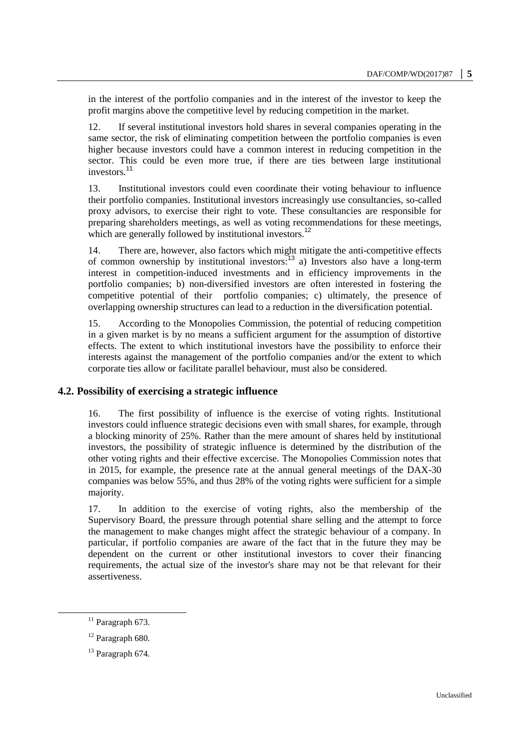in the interest of the portfolio companies and in the interest of the investor to keep the profit margins above the competitive level by reducing competition in the market.

12. If several institutional investors hold shares in several companies operating in the same sector, the risk of eliminating competition between the portfolio companies is even higher because investors could have a common interest in reducing competition in the sector. This could be even more true, if there are ties between large institutional investors.[11]

13. Institutional investors could even coordinate their voting behaviour to influence their portfolio companies. Institutional investors increasingly use consultancies, so-called proxy advisors, to exercise their right to vote. These consultancies are responsible for preparing shareholders meetings, as well as voting recommendations for these meetings, which are generally followed by institutional investors.[12]

14. There are, however, also factors which might mitigate the anti-competitive effects of common ownership by institutional investors:[13] a) Investors also have a long-term interest in competition-induced investments and in efficiency improvements in the portfolio companies; b) non-diversified investors are often interested in fostering the competitive potential of their portfolio companies; c) ultimately, the presence of overlapping ownership structures can lead to a reduction in the diversification potential.

15. According to the Monopolies Commission, the potential of reducing competition in a given market is by no means a sufficient argument for the assumption of distortive effects. The extent to which institutional investors have the possibility to enforce their interests against the management of the portfolio companies and/or the extent to which corporate ties allow or facilitate parallel behaviour, must also be considered.

### 4.2. Possibility of exercising a strategic influence

16. The first possibility of influence is the exercise of voting rights. Institutional investors could influence strategic decisions even with small shares, for example, through a blocking minority of 25%. Rather than the mere amount of shares held by institutional investors, the possibility of strategic influence is determined by the distribution of the other voting rights and their effective excercise. The Monopolies Commission notes that in 2015, for example, the presence rate at the annual general meetings of the DAX-30 companies was below 55%, and thus 28% of the voting rights were sufficient for a simple majority.

17. In addition to the exercise of voting rights, also the membership of the Supervisory Board, the pressure through potential share selling and the attempt to force the management to make changes might affect the strategic behaviour of a company. In particular, if portfolio companies are aware of the fact that in the future they may be dependent on the current or other institutional investors to cover their financing requirements, the actual size of the investor's share may not be that relevant for their assertiveness.

---

[11] Paragraph 673.

[12] Paragraph 680.

[13] Paragraph 674.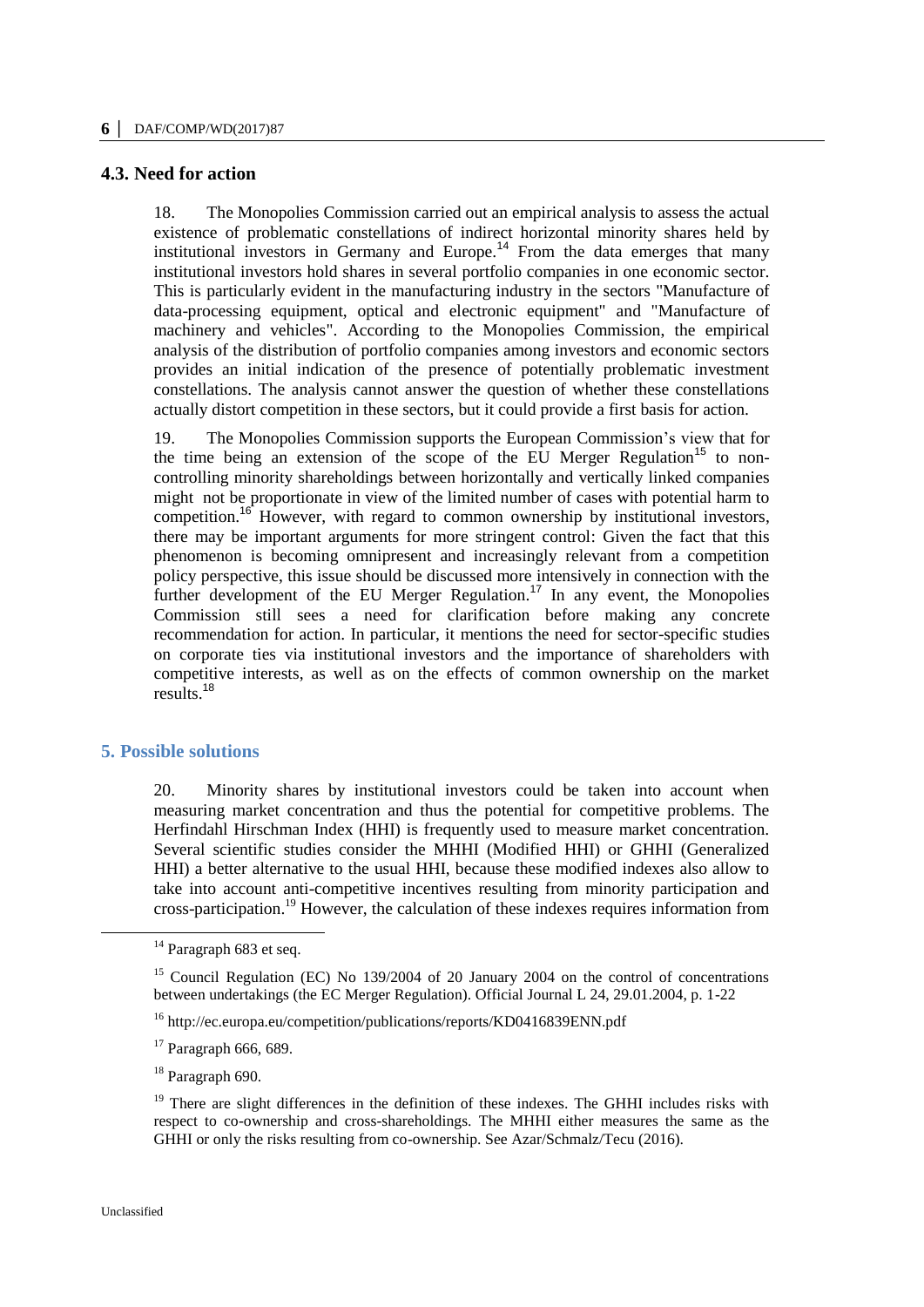### 4.3. Need for action

18. The Monopolies Commission carried out an empirical analysis to assess the actual existence of problematic constellations of indirect horizontal minority shares held by institutional investors in Germany and Europe.[14] From the data emerges that many institutional investors hold shares in several portfolio companies in one economic sector. This is particularly evident in the manufacturing industry in the sectors "Manufacture of data-processing equipment, optical and electronic equipment" and "Manufacture of machinery and vehicles". According to the Monopolies Commission, the empirical analysis of the distribution of portfolio companies among investors and economic sectors provides an initial indication of the presence of potentially problematic investment constellations. The analysis cannot answer the question of whether these constellations actually distort competition in these sectors, but it could provide a first basis for action.

19. The Monopolies Commission supports the European Commission's view that for the time being an extension of the scope of the EU Merger Regulation[15] to non-controlling minority shareholdings between horizontally and vertically linked companies might not be proportionate in view of the limited number of cases with potential harm to competition.[16] However, with regard to common ownership by institutional investors, there may be important arguments for more stringent control: Given the fact that this phenomenon is becoming omnipresent and increasingly relevant from a competition policy perspective, this issue should be discussed more intensively in connection with the further development of the EU Merger Regulation.[17] In any event, the Monopolies Commission still sees a need for clarification before making any concrete recommendation for action. In particular, it mentions the need for sector-specific studies on corporate ties via institutional investors and the importance of shareholders with competitive interests, as well as on the effects of common ownership on the market results.[18]

## 5. Possible solutions

20. Minority shares by institutional investors could be taken into account when measuring market concentration and thus the potential for competitive problems. The Herfindahl Hirschman Index (HHI) is frequently used to measure market concentration. Several scientific studies consider the MHHI (Modified HHI) or GHHI (Generalized HHI) a better alternative to the usual HHI, because these modified indexes also allow to take into account anti-competitive incentives resulting from minority participation and cross-participation.[19] However, the calculation of these indexes requires information from

---

[14] Paragraph 683 et seq.

[15] Council Regulation (EC) No 139/2004 of 20 January 2004 on the control of concentrations between undertakings (the EC Merger Regulation). Official Journal L 24, 29.01.2004, p. 1-22

[16] http://ec.europa.eu/competition/publications/reports/KD0416839ENN.pdf

[17] Paragraph 666, 689.

[18] Paragraph 690.

[19] There are slight differences in the definition of these indexes. The GHHI includes risks with respect to co-ownership and cross-shareholdings. The MHHI either measures the same as the GHHI or only the risks resulting from co-ownership. See Azar/Schmalz/Tecu (2016).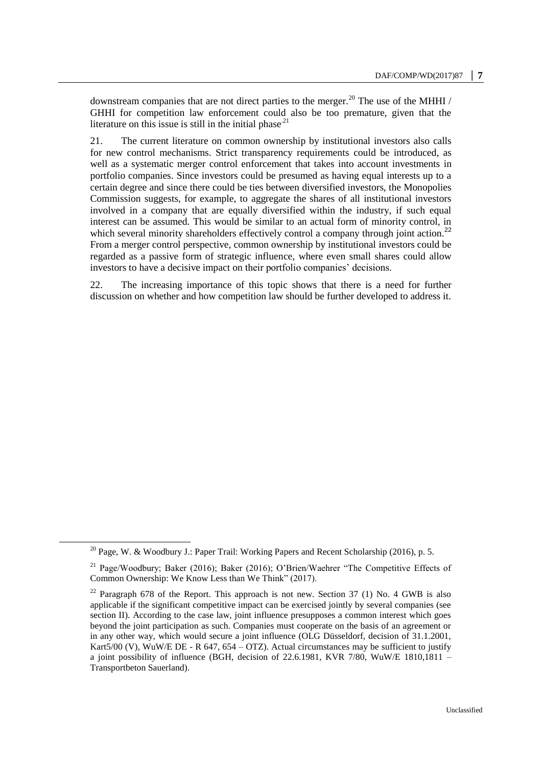downstream companies that are not direct parties to the merger.[20] The use of the MHHI / GHHI for competition law enforcement could also be too premature, given that the literature on this issue is still in the initial phase.[21]

21. The current literature on common ownership by institutional investors also calls for new control mechanisms. Strict transparency requirements could be introduced, as well as a systematic merger control enforcement that takes into account investments in portfolio companies. Since investors could be presumed as having equal interests up to a certain degree and since there could be ties between diversified investors, the Monopolies Commission suggests, for example, to aggregate the shares of all institutional investors involved in a company that are equally diversified within the industry, if such equal interest can be assumed. This would be similar to an actual form of minority control, in which several minority shareholders effectively control a company through joint action.[22] From a merger control perspective, common ownership by institutional investors could be regarded as a passive form of strategic influence, where even small shares could allow investors to have a decisive impact on their portfolio companies' decisions.

22. The increasing importance of this topic shows that there is a need for further discussion on whether and how competition law should be further developed to address it.

---

[20] Page, W. & Woodbury J.: Paper Trail: Working Papers and Recent Scholarship (2016), p. 5.

[21] Page/Woodbury; Baker (2016); Baker (2016); O'Brien/Waehrer "The Competitive Effects of Common Ownership: We Know Less than We Think" (2017).

[22] Paragraph 678 of the Report. This approach is not new. Section 37 (1) No. 4 GWB is also applicable if the significant competitive impact can be exercised jointly by several companies (see section II). According to the case law, joint influence presupposes a common interest which goes beyond the joint participation as such. Companies must cooperate on the basis of an agreement or in any other way, which would secure a joint influence (OLG Düsseldorf, decision of 31.1.2001, Kart5/00 (V), WuW/E DE - R 647, 654 – OTZ). Actual circumstances may be sufficient to justify a joint possibility of influence (BGH, decision of 22.6.1981, KVR 7/80, WuW/E 1810,1811 – Transportbeton Sauerland).